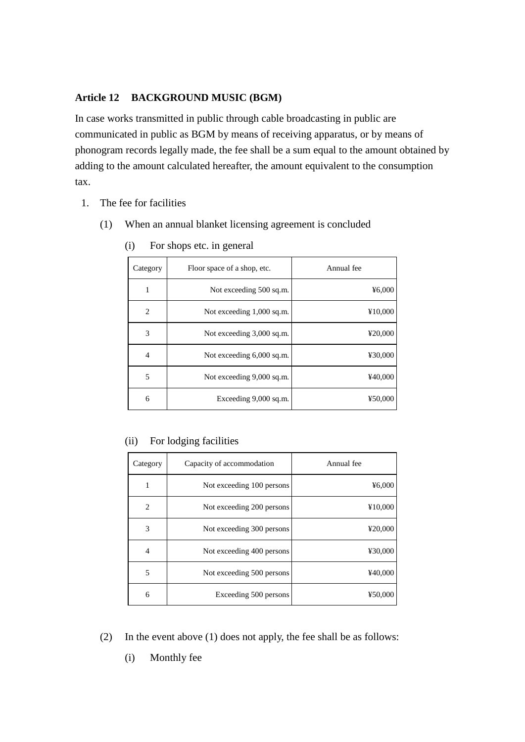### Article 12 BACKGROUND MUSIC (BGM)

In case works transmitted in public through cable broadcasting in public are communicated in public as BGM by means of receiving apparatus, or by means of phonogram records legally made, the fee shall be a sum equal to the amount obtained by adding to the amount calculated hereafter, the amount equivalent to the consumption tax.

1. The fee for facilities

   (1) When an annual blanket licensing agreement is concluded

      (i) For shops etc. in general

| Category | Floor space of a shop, etc. | Annual fee |
|---|---|---|
| 1 | Not exceeding 500 sq.m. | ¥6,000 |
| 2 | Not exceeding 1,000 sq.m. | ¥10,000 |
| 3 | Not exceeding 3,000 sq.m. | ¥20,000 |
| 4 | Not exceeding 6,000 sq.m. | ¥30,000 |
| 5 | Not exceeding 9,000 sq.m. | ¥40,000 |
| 6 | Exceeding 9,000 sq.m. | ¥50,000 |

      (ii) For lodging facilities

| Category | Capacity of accommodation | Annual fee |
|---|---|---|
| 1 | Not exceeding 100 persons | ¥6,000 |
| 2 | Not exceeding 200 persons | ¥10,000 |
| 3 | Not exceeding 300 persons | ¥20,000 |
| 4 | Not exceeding 400 persons | ¥30,000 |
| 5 | Not exceeding 500 persons | ¥40,000 |
| 6 | Exceeding 500 persons | ¥50,000 |

   (2) In the event above (1) does not apply, the fee shall be as follows:

      (i) Monthly fee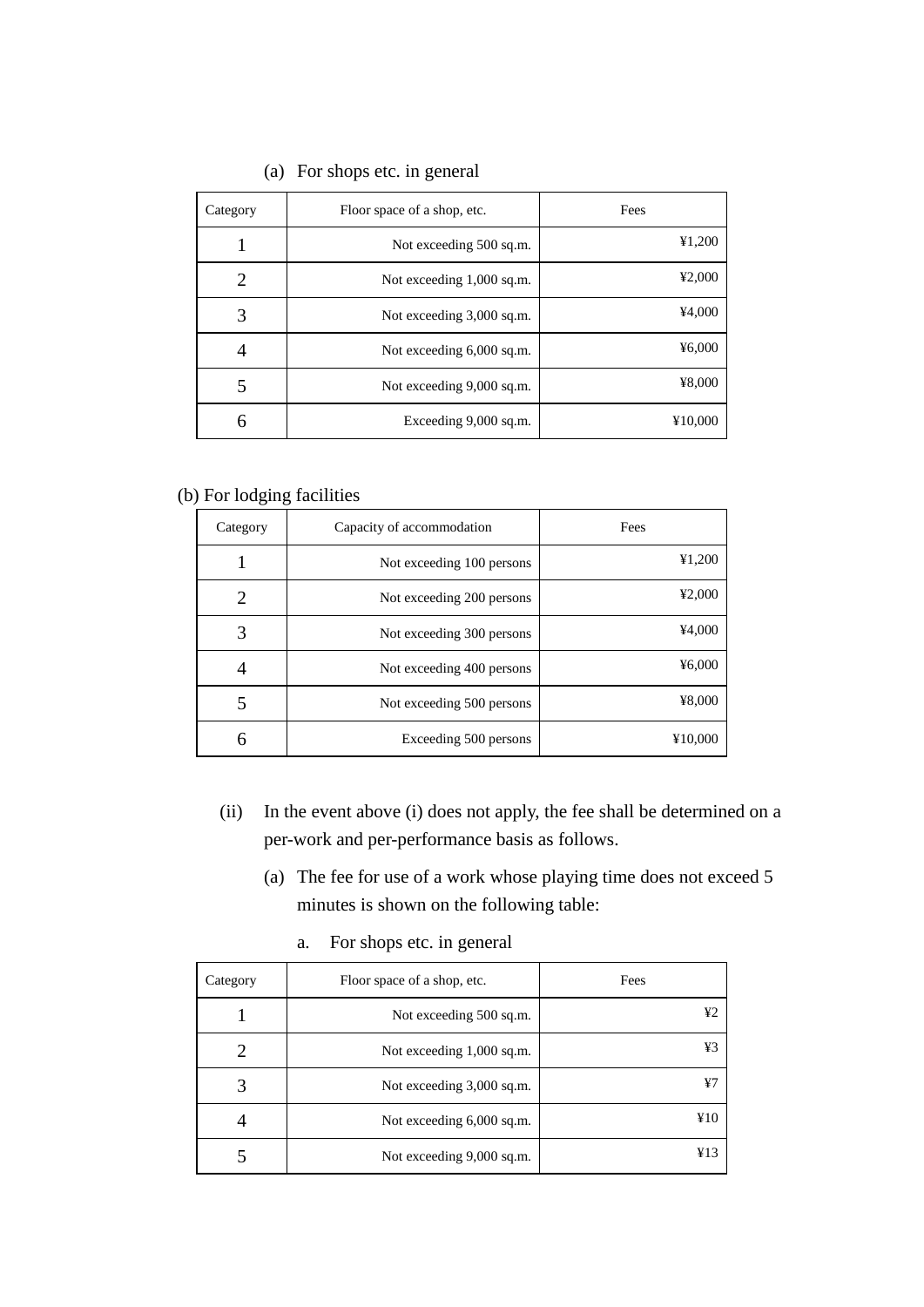(a) For shops etc. in general

| Category | Floor space of a shop, etc. | Fees |
|---|---|---|
| 1 | Not exceeding 500 sq.m. | ¥1,200 |
| 2 | Not exceeding 1,000 sq.m. | ¥2,000 |
| 3 | Not exceeding 3,000 sq.m. | ¥4,000 |
| 4 | Not exceeding 6,000 sq.m. | ¥6,000 |
| 5 | Not exceeding 9,000 sq.m. | ¥8,000 |
| 6 | Exceeding 9,000 sq.m. | ¥10,000 |

(b) For lodging facilities

| Category | Capacity of accommodation | Fees |
|---|---|---|
| 1 | Not exceeding 100 persons | ¥1,200 |
| 2 | Not exceeding 200 persons | ¥2,000 |
| 3 | Not exceeding 300 persons | ¥4,000 |
| 4 | Not exceeding 400 persons | ¥6,000 |
| 5 | Not exceeding 500 persons | ¥8,000 |
| 6 | Exceeding 500 persons | ¥10,000 |

(ii) In the event above (i) does not apply, the fee shall be determined on a per-work and per-performance basis as follows.

(a) The fee for use of a work whose playing time does not exceed 5 minutes is shown on the following table:

a. For shops etc. in general

| Category | Floor space of a shop, etc. | Fees |
|---|---|---|
| 1 | Not exceeding 500 sq.m. | ¥2 |
| 2 | Not exceeding 1,000 sq.m. | ¥3 |
| 3 | Not exceeding 3,000 sq.m. | ¥7 |
| 4 | Not exceeding 6,000 sq.m. | ¥10 |
| 5 | Not exceeding 9,000 sq.m. | ¥13 |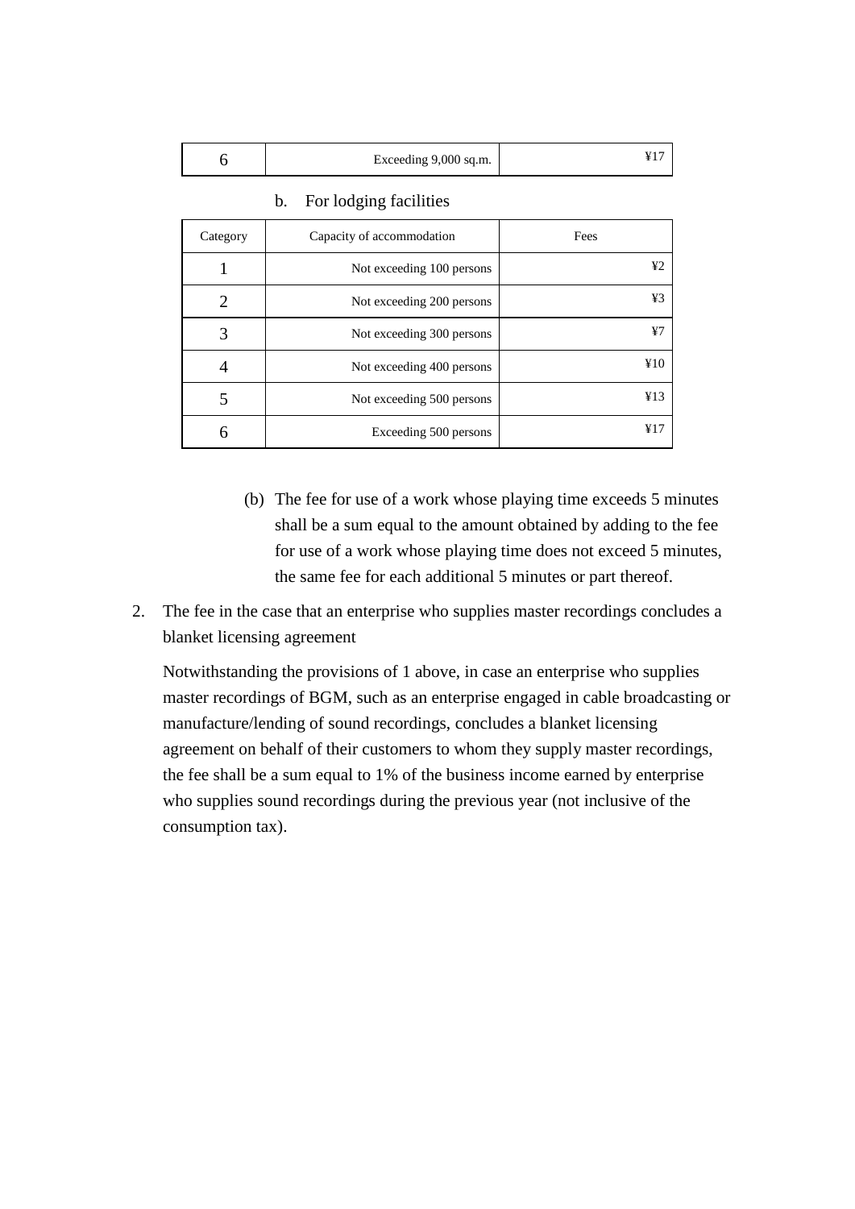| 6 | Exceeding 9,000 sq.m. | ¥17 |
|---|---|---|

b. For lodging facilities

| Category | Capacity of accommodation | Fees |
|---|---|---|
| 1 | Not exceeding 100 persons | ¥2 |
| 2 | Not exceeding 200 persons | ¥3 |
| 3 | Not exceeding 300 persons | ¥7 |
| 4 | Not exceeding 400 persons | ¥10 |
| 5 | Not exceeding 500 persons | ¥13 |
| 6 | Exceeding 500 persons | ¥17 |

(b) The fee for use of a work whose playing time exceeds 5 minutes shall be a sum equal to the amount obtained by adding to the fee for use of a work whose playing time does not exceed 5 minutes, the same fee for each additional 5 minutes or part thereof.

2. The fee in the case that an enterprise who supplies master recordings concludes a blanket licensing agreement

   Notwithstanding the provisions of 1 above, in case an enterprise who supplies master recordings of BGM, such as an enterprise engaged in cable broadcasting or manufacture/lending of sound recordings, concludes a blanket licensing agreement on behalf of their customers to whom they supply master recordings, the fee shall be a sum equal to 1% of the business income earned by enterprise who supplies sound recordings during the previous year (not inclusive of the consumption tax).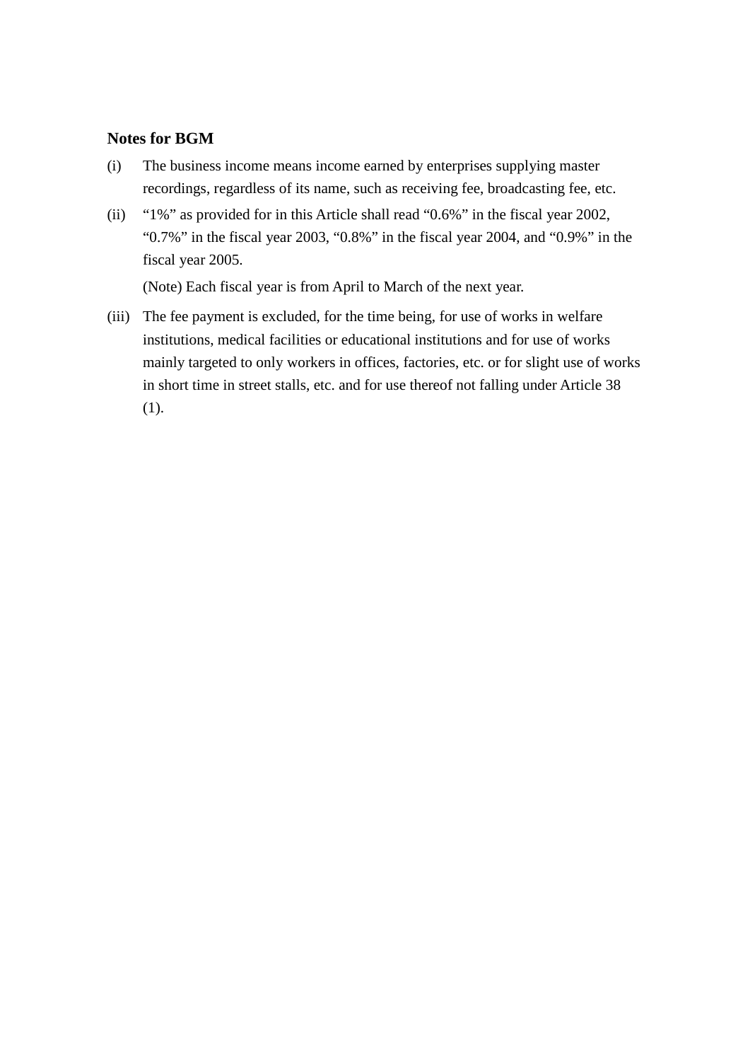**Notes for BGM**

(i) The business income means income earned by enterprises supplying master recordings, regardless of its name, such as receiving fee, broadcasting fee, etc.

(ii) "1%" as provided for in this Article shall read "0.6%" in the fiscal year 2002, "0.7%" in the fiscal year 2003, "0.8%" in the fiscal year 2004, and "0.9%" in the fiscal year 2005.

(Note) Each fiscal year is from April to March of the next year.

(iii) The fee payment is excluded, for the time being, for use of works in welfare institutions, medical facilities or educational institutions and for use of works mainly targeted to only workers in offices, factories, etc. or for slight use of works in short time in street stalls, etc. and for use thereof not falling under Article 38 (1).